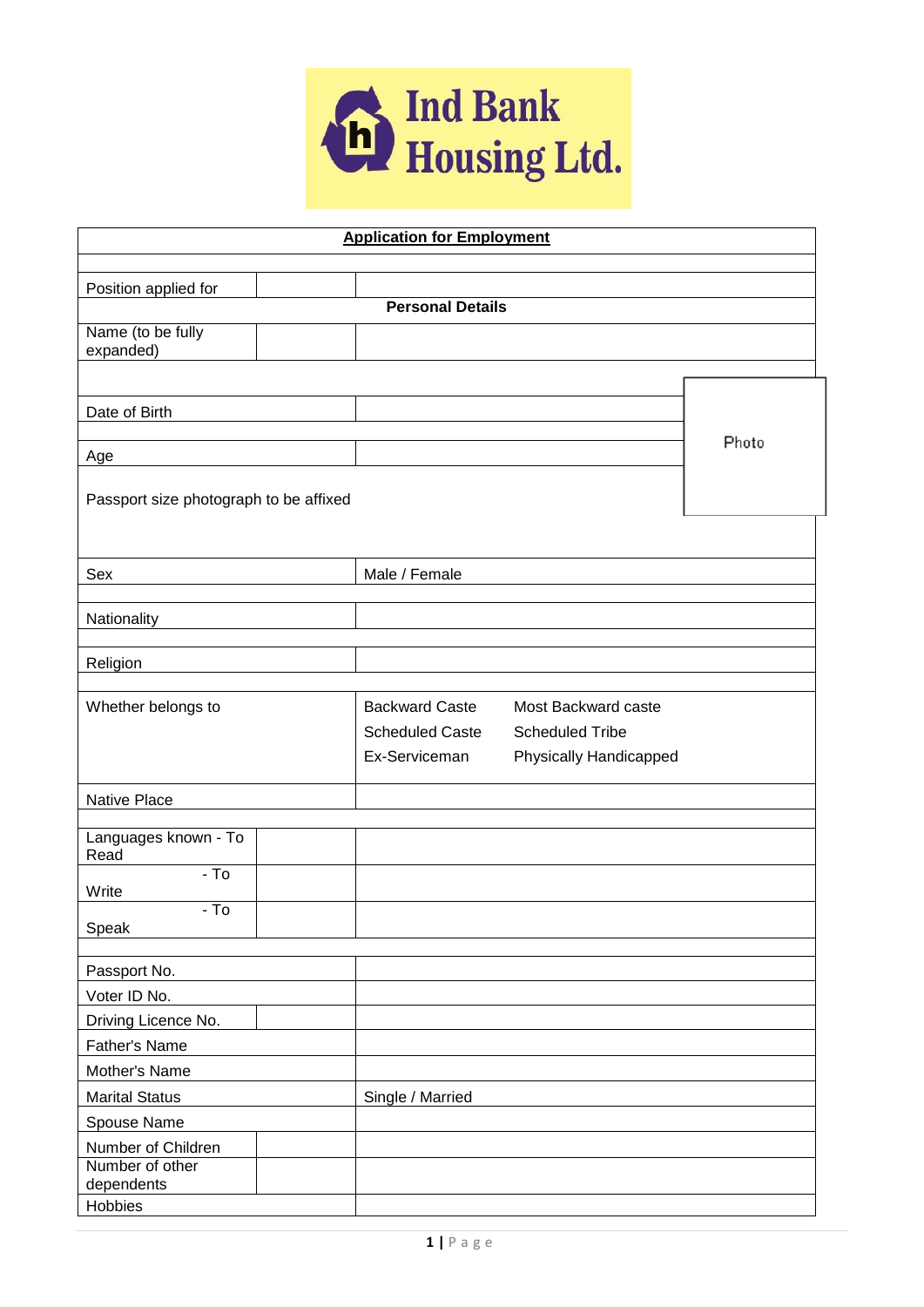Ind Bank Housing Ltd.

## Application for Employment

| Position applied for | |
|---|---|
| **Personal Details** | |
| Name (to be fully expanded) | |
| Date of Birth | |
| Age | |
| Passport size photograph to be affixed | Photo |
| Sex | Male / Female |
| Nationality | |
| Religion | |
| Whether belongs to | Backward Caste / Most Backward caste / Scheduled Caste / Scheduled Tribe / Ex-Serviceman / Physically Handicapped |
| Native Place | |
| Languages known - To Read | |
| - To Write | |
| - To Speak | |
| Passport No. | |
| Voter ID No. | |
| Driving Licence No. | |
| Father's Name | |
| Mother's Name | |
| Marital Status | Single / Married |
| Spouse Name | |
| Number of Children | |
| Number of other dependents | |
| Hobbies | |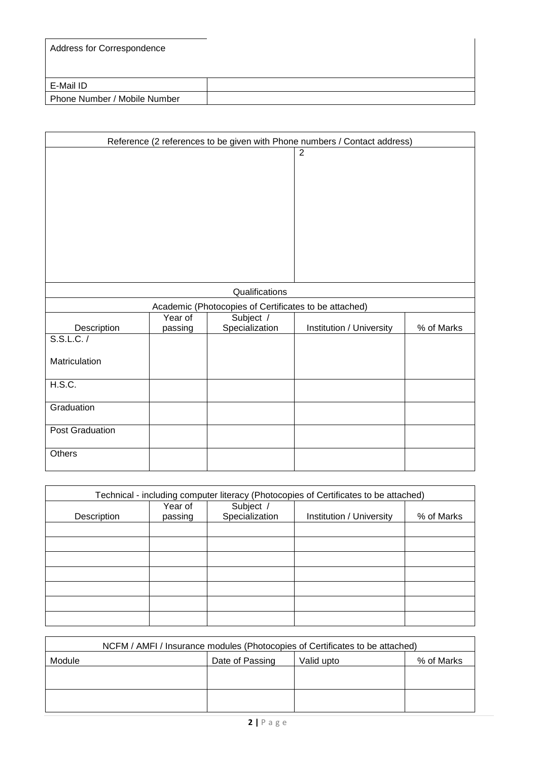| Address for Correspondence | |
|---|---|
| E-Mail ID | |
| Phone Number / Mobile Number | |

| Reference (2 references to be given with Phone numbers / Contact address) | |
|---|---|
| | 2 |

| Qualifications | | | | |
|---|---|---|---|---|
| Academic (Photocopies of Certificates to be attached) | | | | |
| Description | Year of passing | Subject / Specialization | Institution / University | % of Marks |
| S.S.L.C. / Matriculation | | | | |
| H.S.C. | | | | |
| Graduation | | | | |
| Post Graduation | | | | |
| Others | | | | |

| Technical - including computer literacy (Photocopies of Certificates to be attached) | | | | |
|---|---|---|---|---|
| Description | Year of passing | Subject / Specialization | Institution / University | % of Marks |
| | | | | |
| | | | | |
| | | | | |
| | | | | |
| | | | | |
| | | | | |
| | | | | |

| NCFM / AMFI / Insurance modules (Photocopies of Certificates to be attached) | | | |
|---|---|---|---|
| Module | Date of Passing | Valid upto | % of Marks |
| | | | |
| | | | |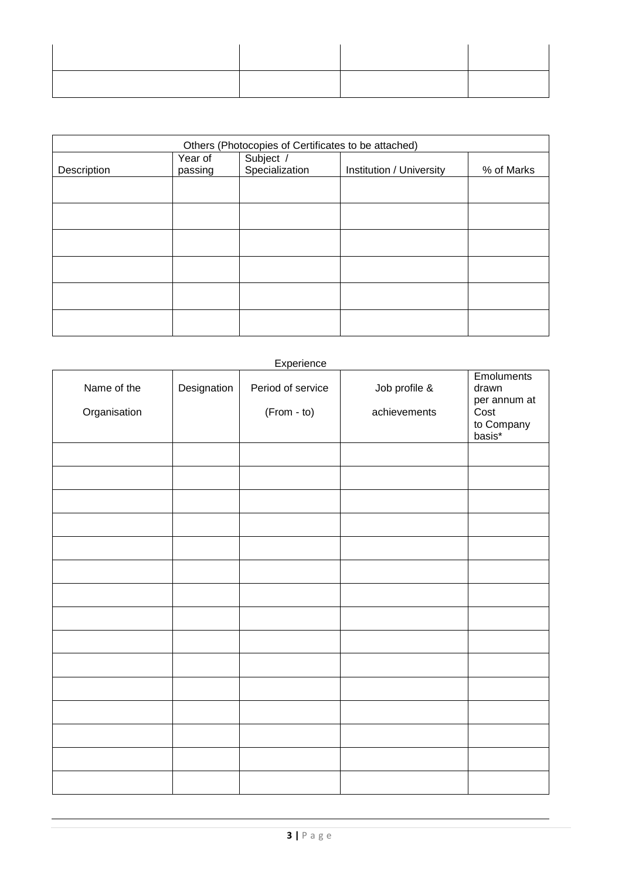| | | | |
|---|---|---|---|
| | | | |
| | | | |

| Others (Photocopies of Certificates to be attached) | | | | |
|---|---|---|---|---|
| Description | Year of passing | Subject / Specialization | Institution / University | % of Marks |
| | | | | |
| | | | | |
| | | | | |
| | | | | |
| | | | | |
| | | | | |

Experience

| Name of the Organisation | Designation | Period of service (From - to) | Job profile & achievements | Emoluments drawn per annum at Cost to Company basis* |
|---|---|---|---|---|
| | | | | |
| | | | | |
| | | | | |
| | | | | |
| | | | | |
| | | | | |
| | | | | |
| | | | | |
| | | | | |
| | | | | |
| | | | | |
| | | | | |
| | | | | |
| | | | | |
| | | | | |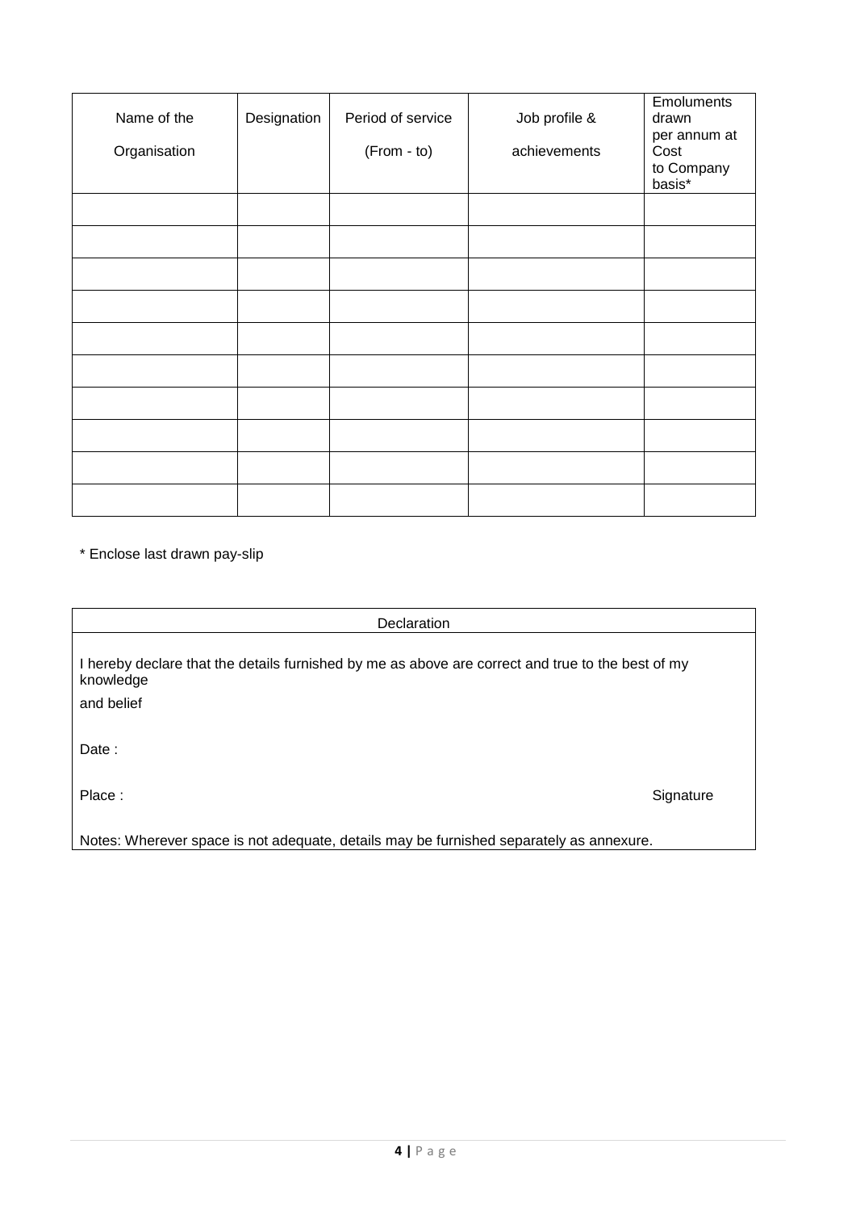| Name of the Organisation | Designation | Period of service (From - to) | Job profile & achievements | Emoluments drawn per annum at Cost to Company basis* |
|---|---|---|---|---|
| | | | | |
| | | | | |
| | | | | |
| | | | | |
| | | | | |
| | | | | |
| | | | | |
| | | | | |
| | | | | |
| | | | | |

* Enclose last drawn pay-slip

| Declaration |
|---|
| I hereby declare that the details furnished by me as above are correct and true to the best of my knowledge and belief |
| Date : |
| Place : Signature |
| Notes: Wherever space is not adequate, details may be furnished separately as annexure. |